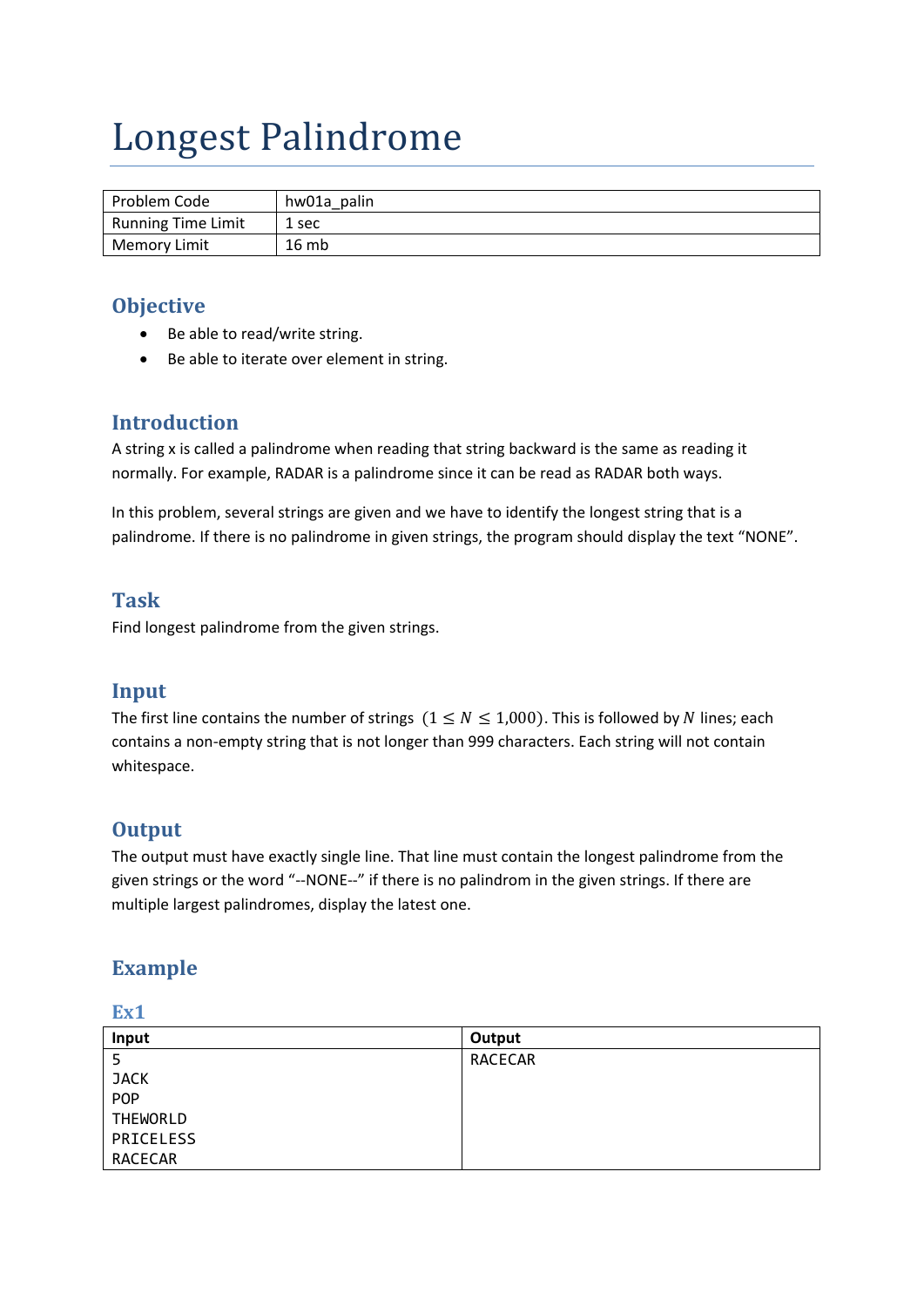# Longest Palindrome

| Problem Code | hw01a_palin |
|---|---|
| Running Time Limit | 1 sec |
| Memory Limit | 16 mb |

## Objective

- Be able to read/write string.
- Be able to iterate over element in string.

## Introduction

A string x is called a palindrome when reading that string backward is the same as reading it normally. For example, RADAR is a palindrome since it can be read as RADAR both ways.

In this problem, several strings are given and we have to identify the longest string that is a palindrome. If there is no palindrome in given strings, the program should display the text “NONE”.

## Task

Find longest palindrome from the given strings.

## Input

The first line contains the number of strings $(1 \leq N \leq 1{,}000)$. This is followed by $N$ lines; each contains a non-empty string that is not longer than 999 characters. Each string will not contain whitespace.

## Output

The output must have exactly single line. That line must contain the longest palindrome from the given strings or the word “--NONE--” if there is no palindrom in the given strings. If there are multiple largest palindromes, display the latest one.

## Example

### Ex1

| Input | Output |
|---|---|
| 5<br>JACK<br>POP<br>THEWORLD<br>PRICELESS<br>RACECAR | RACECAR |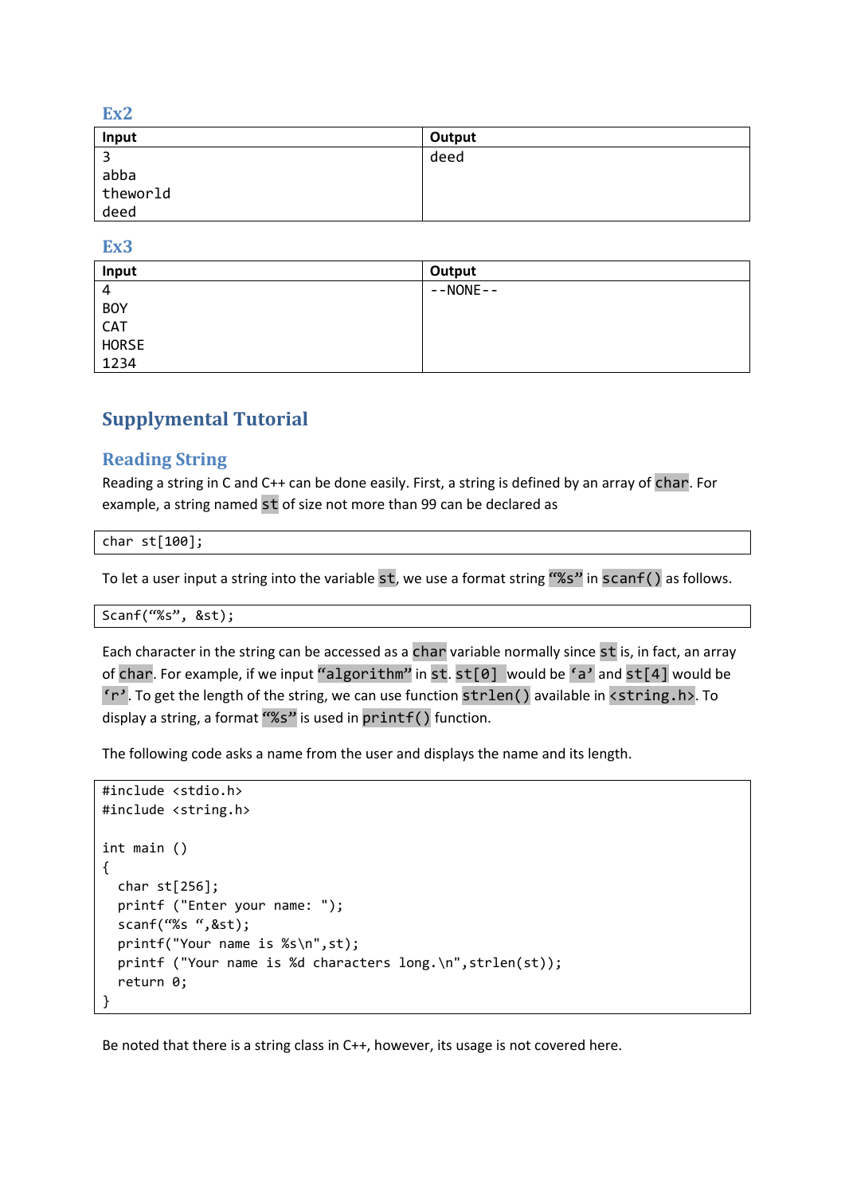### Ex2

| Input | Output |
| --- | --- |
| 3<br>abba<br>theworld<br>deed | deed |

### Ex3

| Input | Output |
| --- | --- |
| 4<br>BOY<br>CAT<br>HORSE<br>1234 | --NONE-- |

## Supplymental Tutorial

### Reading String

Reading a string in C and C++ can be done easily. First, a string is defined by an array of `char`. For example, a string named `st` of size not more than 99 can be declared as

```
char st[100];
```

To let a user input a string into the variable `st`, we use a format string `“%s”` in `scanf()` as follows.

```
Scanf(“%s”, &st);
```

Each character in the string can be accessed as a `char` variable normally since `st` is, in fact, an array of `char`. For example, if we input `“algorithm”` in `st`. `st[0]` would be `‘a’` and `st[4]` would be `‘r’`. To get the length of the string, we can use function `strlen()` available in `<string.h>`. To display a string, a format `“%s”` is used in `printf()` function.

The following code asks a name from the user and displays the name and its length.

```
#include <stdio.h>
#include <string.h>

int main ()
{
  char st[256];
  printf ("Enter your name: ");
  scanf(“%s “,&st);
  printf("Your name is %s\n",st);
  printf ("Your name is %d characters long.\n",strlen(st));
  return 0;
}
```

Be noted that there is a string class in C++, however, its usage is not covered here.